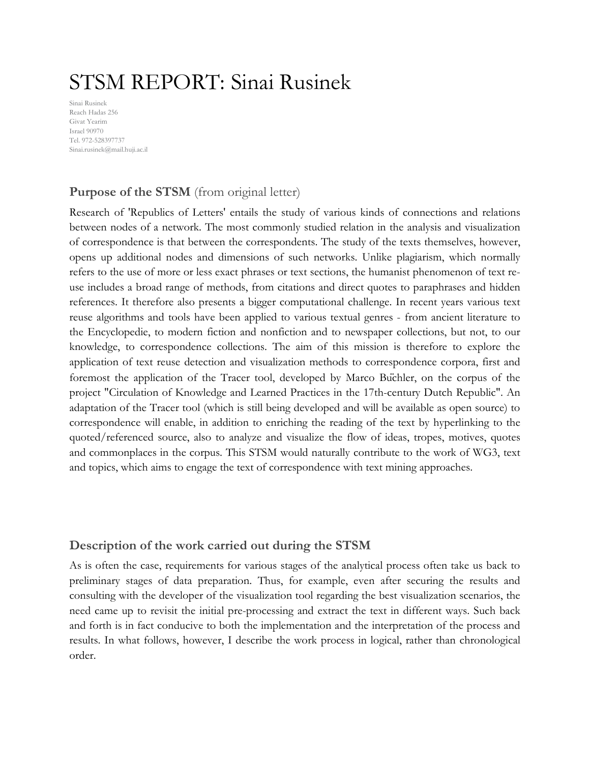# STSM REPORT: Sinai Rusinek

Sinai Rusinek
Reach Hadas 256
Givat Yearim
Israel 90970
Tel. 972-528397737
Sinai.rusinek@mail.huji.ac.il

## **Purpose of the STSM** (from original letter)

Research of 'Republics of Letters' entails the study of various kinds of connections and relations between nodes of a network. The most commonly studied relation in the analysis and visualization of correspondence is that between the correspondents. The study of the texts themselves, however, opens up additional nodes and dimensions of such networks. Unlike plagiarism, which normally refers to the use of more or less exact phrases or text sections, the humanist phenomenon of text re-use includes a broad range of methods, from citations and direct quotes to paraphrases and hidden references. It therefore also presents a bigger computational challenge. In recent years various text reuse algorithms and tools have been applied to various textual genres - from ancient literature to the Encyclopedie, to modern fiction and nonfiction and to newspaper collections, but not, to our knowledge, to correspondence collections. The aim of this mission is therefore to explore the application of text reuse detection and visualization methods to correspondence corpora, first and foremost the application of the Tracer tool, developed by Marco Büchler, on the corpus of the project "Circulation of Knowledge and Learned Practices in the 17th-century Dutch Republic". An adaptation of the Tracer tool (which is still being developed and will be available as open source) to correspondence will enable, in addition to enriching the reading of the text by hyperlinking to the quoted/referenced source, also to analyze and visualize the flow of ideas, tropes, motives, quotes and commonplaces in the corpus. This STSM would naturally contribute to the work of WG3, text and topics, which aims to engage the text of correspondence with text mining approaches.

## **Description of the work carried out during the STSM**

As is often the case, requirements for various stages of the analytical process often take us back to preliminary stages of data preparation. Thus, for example, even after securing the results and consulting with the developer of the visualization tool regarding the best visualization scenarios, the need came up to revisit the initial pre-processing and extract the text in different ways. Such back and forth is in fact conducive to both the implementation and the interpretation of the process and results. In what follows, however, I describe the work process in logical, rather than chronological order.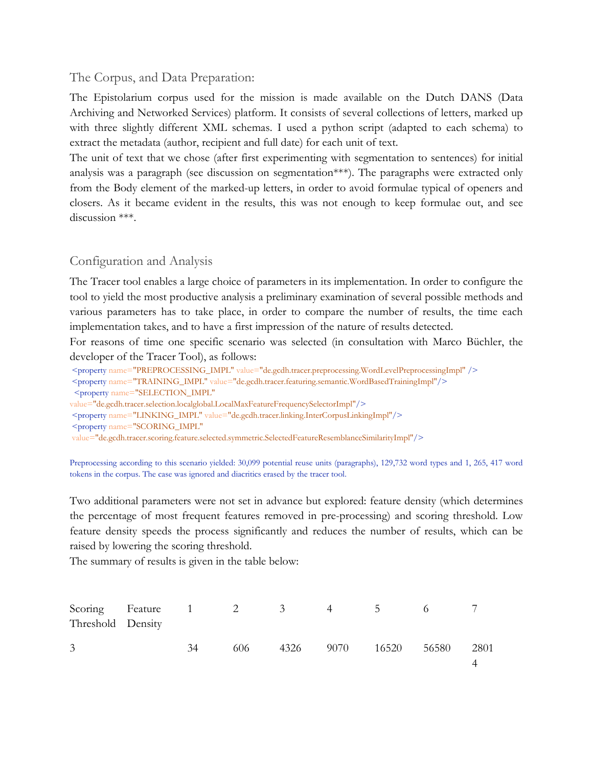## The Corpus, and Data Preparation:

The Epistolarium corpus used for the mission is made available on the Dutch DANS (Data Archiving and Networked Services) platform. It consists of several collections of letters, marked up with three slightly different XML schemas. I used a python script (adapted to each schema) to extract the metadata (author, recipient and full date) for each unit of text.

The unit of text that we chose (after first experimenting with segmentation to sentences) for initial analysis was a paragraph (see discussion on segmentation***). The paragraphs were extracted only from the Body element of the marked-up letters, in order to avoid formulae typical of openers and closers. As it became evident in the results, this was not enough to keep formulae out, and see discussion ***.

## Configuration and Analysis

The Tracer tool enables a large choice of parameters in its implementation. In order to configure the tool to yield the most productive analysis a preliminary examination of several possible methods and various parameters has to take place, in order to compare the number of results, the time each implementation takes, and to have a first impression of the nature of results detected.

For reasons of time one specific scenario was selected (in consultation with Marco Büchler, the developer of the Tracer Tool), as follows:

```
<property name="PREPROCESSING_IMPL" value="de.gcdh.tracer.preprocessing.WordLevelPreprocessingImpl" />
<property name="TRAINING_IMPL" value="de.gcdh.tracer.featuring.semantic.WordBasedTrainingImpl"/>
<property name="SELECTION_IMPL"
value="de.gcdh.tracer.selection.localglobal.LocalMaxFeatureFrequencySelectorImpl"/>
<property name="LINKING_IMPL" value="de.gcdh.tracer.linking.InterCorpusLinkingImpl"/>
<property name="SCORING_IMPL"
value="de.gcdh.tracer.scoring.feature.selected.symmetric.SelectedFeatureResemblanceSimilarityImpl"/>
```

Preprocessing according to this scenario yielded: 30,099 potential reuse units (paragraphs), 129,732 word types and 1, 265, 417 word tokens in the corpus. The case was ignored and diacritics erased by the tracer tool.

Two additional parameters were not set in advance but explored: feature density (which determines the percentage of most frequent features removed in pre-processing) and scoring threshold. Low feature density speeds the process significantly and reduces the number of results, which can be raised by lowering the scoring threshold.

The summary of results is given in the table below:

| Scoring Threshold | Feature Density | 1 | 2 | 3 | 4 | 5 | 6 | 7 |
|---|---|---|---|---|---|---|---|---|
| 3 | | 34 | 606 | 4326 | 9070 | 16520 | 56580 | 28014 |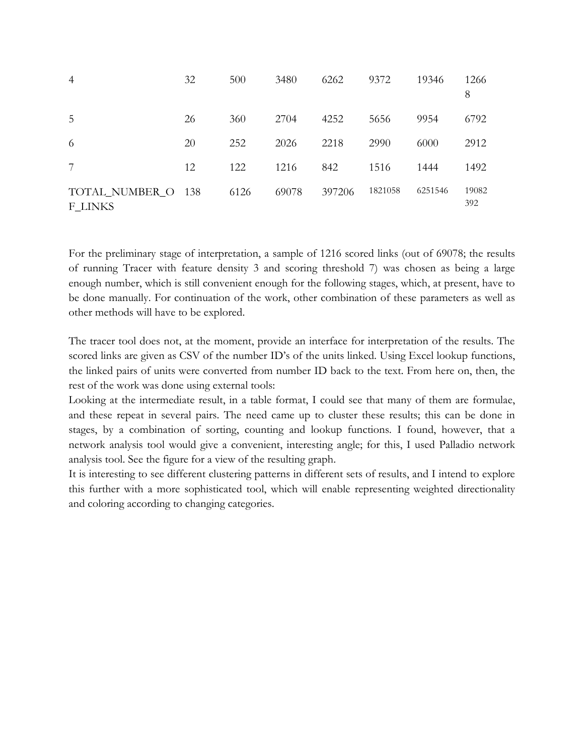| | | | | | | | |
|---|---|---|---|---|---|---|---|
| 4 | 32 | 500 | 3480 | 6262 | 9372 | 19346 | 12668 |
| 5 | 26 | 360 | 2704 | 4252 | 5656 | 9954 | 6792 |
| 6 | 20 | 252 | 2026 | 2218 | 2990 | 6000 | 2912 |
| 7 | 12 | 122 | 1216 | 842 | 1516 | 1444 | 1492 |
| TOTAL_NUMBER_OF_LINKS | 138 | 6126 | 69078 | 397206 | 1821058 | 6251546 | 19082392 |

For the preliminary stage of interpretation, a sample of 1216 scored links (out of 69078; the results of running Tracer with feature density 3 and scoring threshold 7) was chosen as being a large enough number, which is still convenient enough for the following stages, which, at present, have to be done manually. For continuation of the work, other combination of these parameters as well as other methods will have to be explored.

The tracer tool does not, at the moment, provide an interface for interpretation of the results. The scored links are given as CSV of the number ID's of the units linked. Using Excel lookup functions, the linked pairs of units were converted from number ID back to the text. From here on, then, the rest of the work was done using external tools:

Looking at the intermediate result, in a table format, I could see that many of them are formulae, and these repeat in several pairs. The need came up to cluster these results; this can be done in stages, by a combination of sorting, counting and lookup functions. I found, however, that a network analysis tool would give a convenient, interesting angle; for this, I used Palladio network analysis tool. See the figure for a view of the resulting graph.

It is interesting to see different clustering patterns in different sets of results, and I intend to explore this further with a more sophisticated tool, which will enable representing weighted directionality and coloring according to changing categories.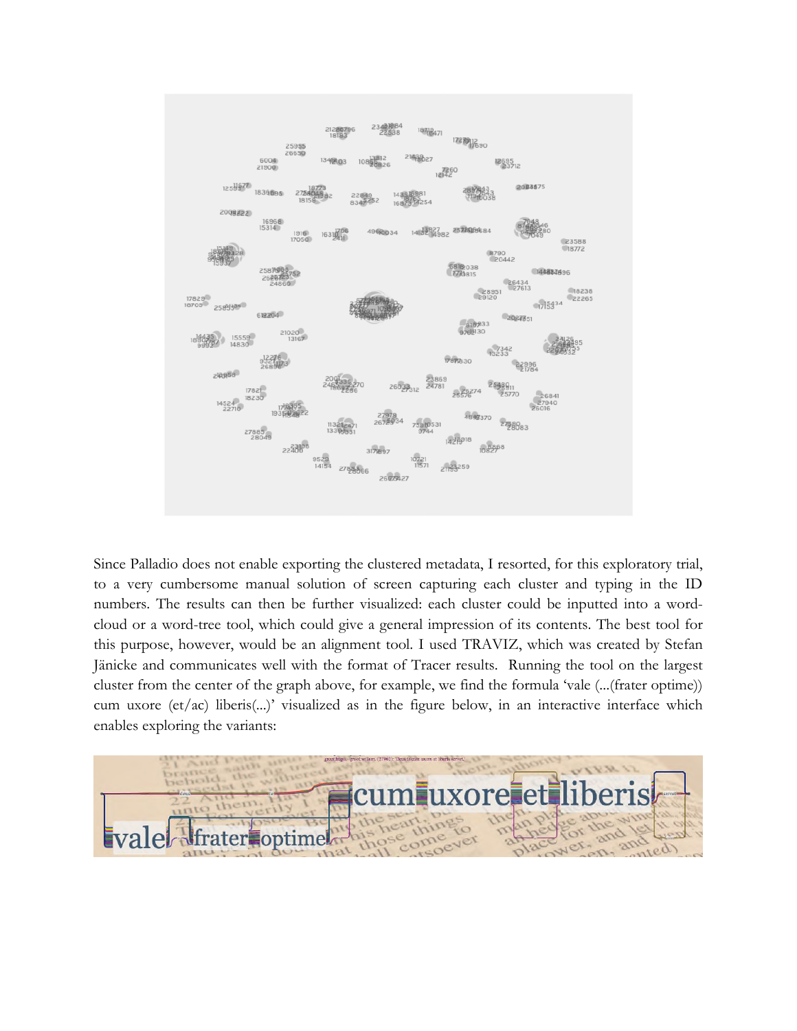Since Palladio does not enable exporting the clustered metadata, I resorted, for this exploratory trial, to a very cumbersome manual solution of screen capturing each cluster and typing in the ID numbers. The results can then be further visualized: each cluster could be inputted into a word-cloud or a word-tree tool, which could give a general impression of its contents. The best tool for this purpose, however, would be an alignment tool. I used TRAVIZ, which was created by Stefan Jänicke and communicates well with the format of Tracer results. Running the tool on the largest cluster from the center of the graph above, for example, we find the formula 'vale (...(frater optime)) cum uxore (et/ac) liberis(...)' visualized as in the figure below, in an interactive interface which enables exploring the variants: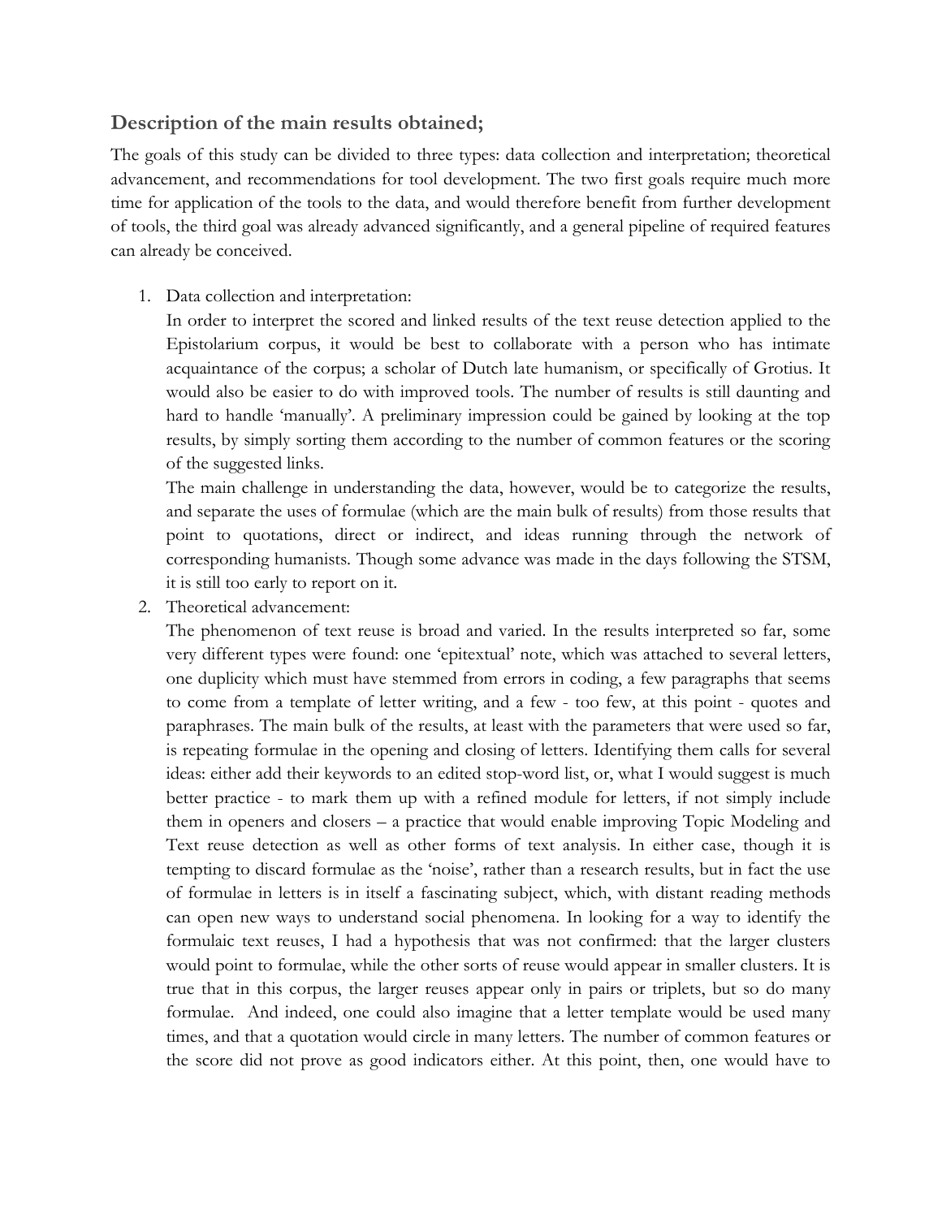## Description of the main results obtained;

The goals of this study can be divided to three types: data collection and interpretation; theoretical advancement, and recommendations for tool development. The two first goals require much more time for application of the tools to the data, and would therefore benefit from further development of tools, the third goal was already advanced significantly, and a general pipeline of required features can already be conceived.

1. Data collection and interpretation:
   In order to interpret the scored and linked results of the text reuse detection applied to the Epistolarium corpus, it would be best to collaborate with a person who has intimate acquaintance of the corpus; a scholar of Dutch late humanism, or specifically of Grotius. It would also be easier to do with improved tools. The number of results is still daunting and hard to handle 'manually'. A preliminary impression could be gained by looking at the top results, by simply sorting them according to the number of common features or the scoring of the suggested links.
   The main challenge in understanding the data, however, would be to categorize the results, and separate the uses of formulae (which are the main bulk of results) from those results that point to quotations, direct or indirect, and ideas running through the network of corresponding humanists. Though some advance was made in the days following the STSM, it is still too early to report on it.
2. Theoretical advancement:
   The phenomenon of text reuse is broad and varied. In the results interpreted so far, some very different types were found: one 'epitextual' note, which was attached to several letters, one duplicity which must have stemmed from errors in coding, a few paragraphs that seems to come from a template of letter writing, and a few - too few, at this point - quotes and paraphrases. The main bulk of the results, at least with the parameters that were used so far, is repeating formulae in the opening and closing of letters. Identifying them calls for several ideas: either add their keywords to an edited stop-word list, or, what I would suggest is much better practice - to mark them up with a refined module for letters, if not simply include them in openers and closers – a practice that would enable improving Topic Modeling and Text reuse detection as well as other forms of text analysis. In either case, though it is tempting to discard formulae as the 'noise', rather than a research results, but in fact the use of formulae in letters is in itself a fascinating subject, which, with distant reading methods can open new ways to understand social phenomena. In looking for a way to identify the formulaic text reuses, I had a hypothesis that was not confirmed: that the larger clusters would point to formulae, while the other sorts of reuse would appear in smaller clusters. It is true that in this corpus, the larger reuses appear only in pairs or triplets, but so do many formulae. And indeed, one could also imagine that a letter template would be used many times, and that a quotation would circle in many letters. The number of common features or the score did not prove as good indicators either. At this point, then, one would have to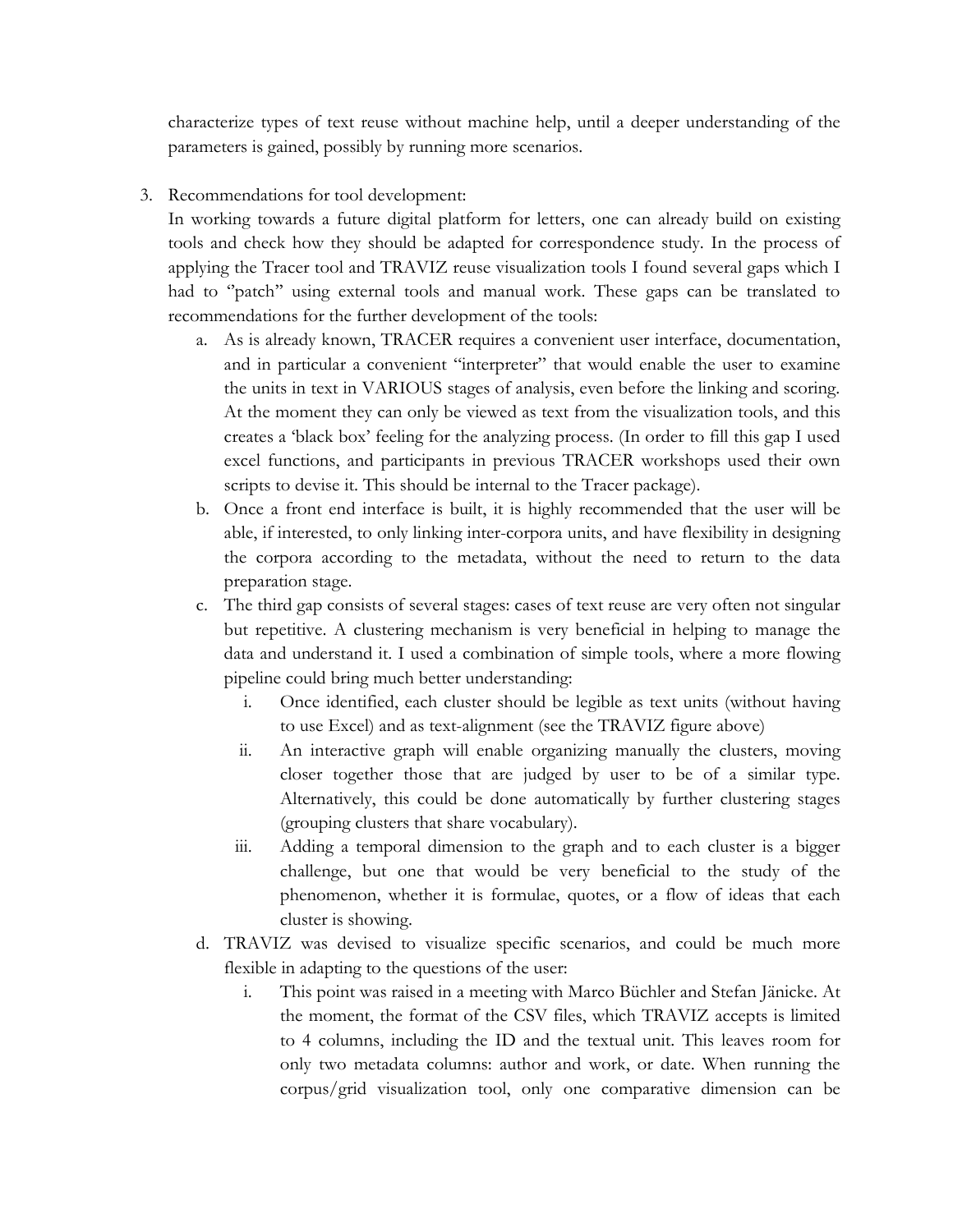characterize types of text reuse without machine help, until a deeper understanding of the parameters is gained, possibly by running more scenarios.

3. Recommendations for tool development:
   In working towards a future digital platform for letters, one can already build on existing tools and check how they should be adapted for correspondence study. In the process of applying the Tracer tool and TRAVIZ reuse visualization tools I found several gaps which I had to "patch" using external tools and manual work. These gaps can be translated to recommendations for the further development of the tools:
   a. As is already known, TRACER requires a convenient user interface, documentation, and in particular a convenient "interpreter" that would enable the user to examine the units in text in VARIOUS stages of analysis, even before the linking and scoring. At the moment they can only be viewed as text from the visualization tools, and this creates a 'black box' feeling for the analyzing process. (In order to fill this gap I used excel functions, and participants in previous TRACER workshops used their own scripts to devise it. This should be internal to the Tracer package).
   b. Once a front end interface is built, it is highly recommended that the user will be able, if interested, to only linking inter-corpora units, and have flexibility in designing the corpora according to the metadata, without the need to return to the data preparation stage.
   c. The third gap consists of several stages: cases of text reuse are very often not singular but repetitive. A clustering mechanism is very beneficial in helping to manage the data and understand it. I used a combination of simple tools, where a more flowing pipeline could bring much better understanding:
      i. Once identified, each cluster should be legible as text units (without having to use Excel) and as text-alignment (see the TRAVIZ figure above)
      ii. An interactive graph will enable organizing manually the clusters, moving closer together those that are judged by user to be of a similar type. Alternatively, this could be done automatically by further clustering stages (grouping clusters that share vocabulary).
      iii. Adding a temporal dimension to the graph and to each cluster is a bigger challenge, but one that would be very beneficial to the study of the phenomenon, whether it is formulae, quotes, or a flow of ideas that each cluster is showing.
   d. TRAVIZ was devised to visualize specific scenarios, and could be much more flexible in adapting to the questions of the user:
      i. This point was raised in a meeting with Marco Büchler and Stefan Jänicke. At the moment, the format of the CSV files, which TRAVIZ accepts is limited to 4 columns, including the ID and the textual unit. This leaves room for only two metadata columns: author and work, or date. When running the corpus/grid visualization tool, only one comparative dimension can be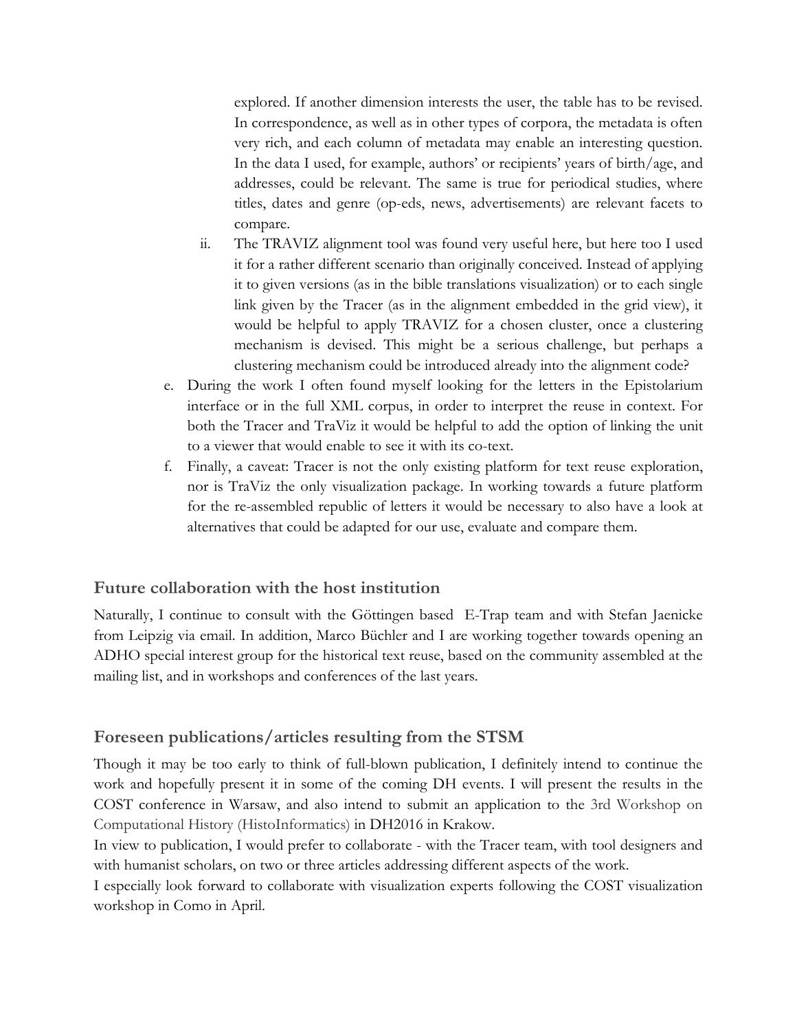explored. If another dimension interests the user, the table has to be revised. In correspondence, as well as in other types of corpora, the metadata is often very rich, and each column of metadata may enable an interesting question. In the data I used, for example, authors' or recipients' years of birth/age, and addresses, could be relevant. The same is true for periodical studies, where titles, dates and genre (op-eds, news, advertisements) are relevant facets to compare.

   ii. The TRAVIZ alignment tool was found very useful here, but here too I used it for a rather different scenario than originally conceived. Instead of applying it to given versions (as in the bible translations visualization) or to each single link given by the Tracer (as in the alignment embedded in the grid view), it would be helpful to apply TRAVIZ for a chosen cluster, once a clustering mechanism is devised. This might be a serious challenge, but perhaps a clustering mechanism could be introduced already into the alignment code?

e. During the work I often found myself looking for the letters in the Epistolarium interface or in the full XML corpus, in order to interpret the reuse in context. For both the Tracer and TraViz it would be helpful to add the option of linking the unit to a viewer that would enable to see it with its co-text.

f. Finally, a caveat: Tracer is not the only existing platform for text reuse exploration, nor is TraViz the only visualization package. In working towards a future platform for the re-assembled republic of letters it would be necessary to also have a look at alternatives that could be adapted for our use, evaluate and compare them.

## Future collaboration with the host institution

Naturally, I continue to consult with the Göttingen based E-Trap team and with Stefan Jaenicke from Leipzig via email. In addition, Marco Büchler and I are working together towards opening an ADHO special interest group for the historical text reuse, based on the community assembled at the mailing list, and in workshops and conferences of the last years.

## Foreseen publications/articles resulting from the STSM

Though it may be too early to think of full-blown publication, I definitely intend to continue the work and hopefully present it in some of the coming DH events. I will present the results in the COST conference in Warsaw, and also intend to submit an application to the 3rd Workshop on Computational History (HistoInformatics) in DH2016 in Krakow.

In view to publication, I would prefer to collaborate - with the Tracer team, with tool designers and with humanist scholars, on two or three articles addressing different aspects of the work.

I especially look forward to collaborate with visualization experts following the COST visualization workshop in Como in April.